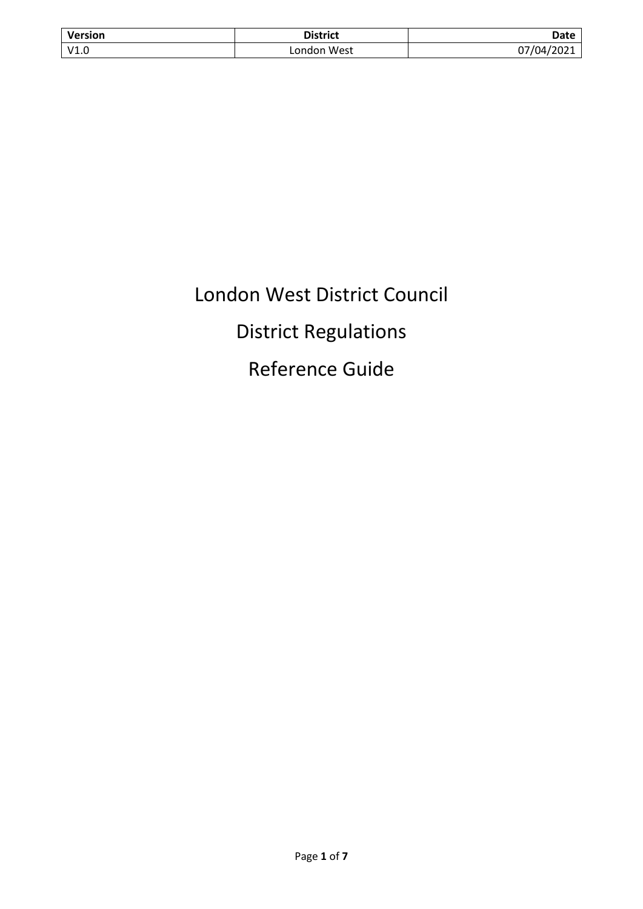| Version | District | Date |
| --- | --- | --- |
| V1.0 | London West | 07/04/2021 |

# London West District Council

# District Regulations

# Reference Guide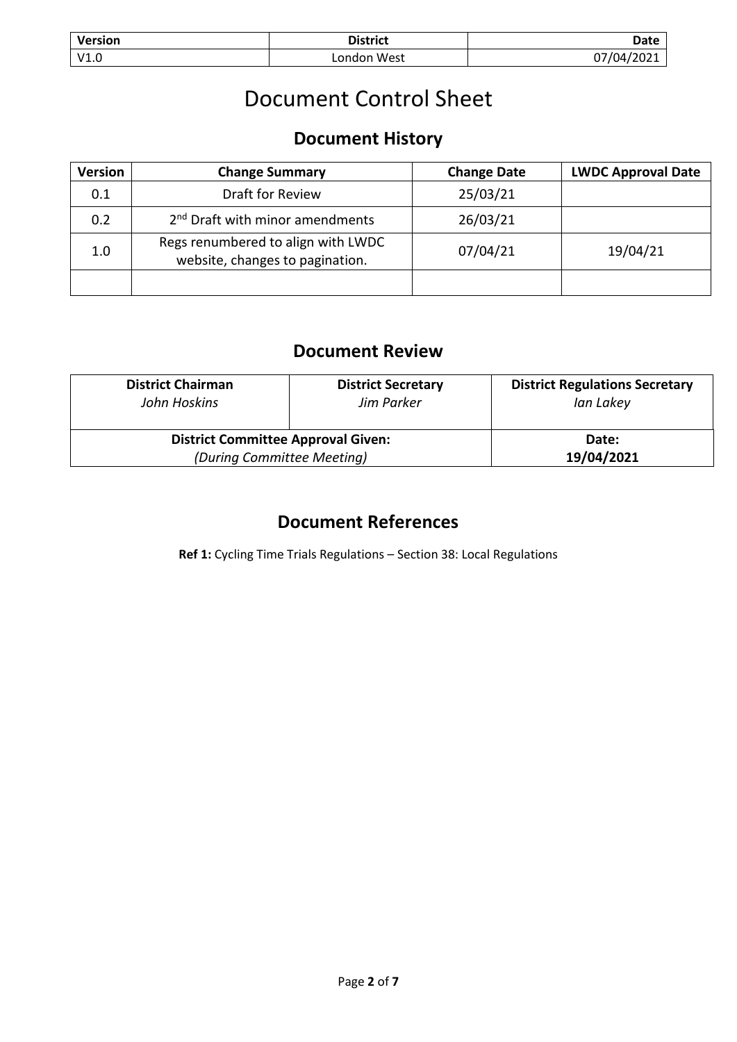| Version | District | Date |
|---|---|---|
| V1.0 | London West | 07/04/2021 |

# Document Control Sheet

## Document History

| Version | Change Summary | Change Date | LWDC Approval Date |
|---|---|---|---|
| 0.1 | Draft for Review | 25/03/21 | |
| 0.2 | 2nd Draft with minor amendments | 26/03/21 | |
| 1.0 | Regs renumbered to align with LWDC website, changes to pagination. | 07/04/21 | 19/04/21 |
| | | | |

## Document Review

| District Chairman | District Secretary | District Regulations Secretary |
|---|---|---|
| *John Hoskins* | *Jim Parker* | *Ian Lakey* |
| **District Committee Approval Given:** *(During Committee Meeting)* | | **Date:** **19/04/2021** |

## Document References

**Ref 1:** Cycling Time Trials Regulations – Section 38: Local Regulations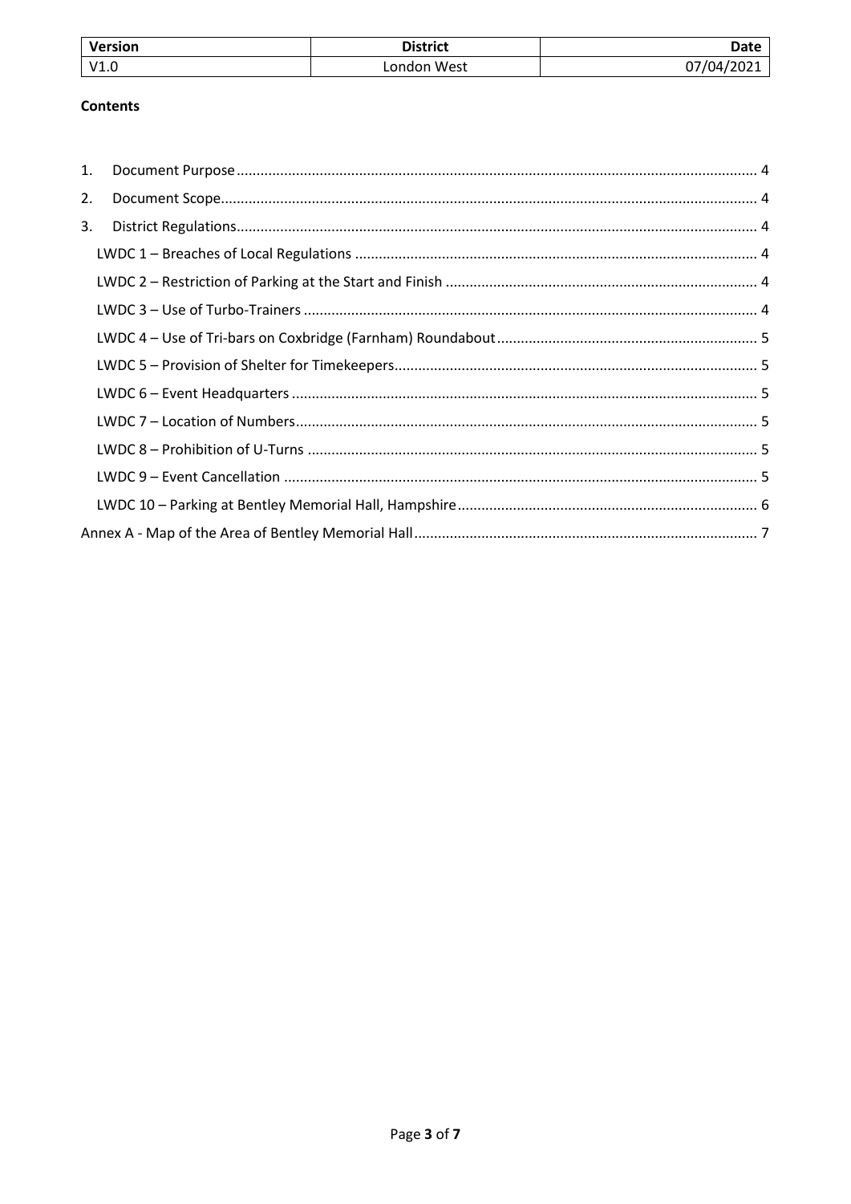| Version | District | Date |
| --- | --- | --- |
| V1.0 | London West | 07/04/2021 |

**Contents**

1. Document Purpose .......... 4
2. Document Scope .......... 4
3. District Regulations .......... 4
   - LWDC 1 – Breaches of Local Regulations .......... 4
   - LWDC 2 – Restriction of Parking at the Start and Finish .......... 4
   - LWDC 3 – Use of Turbo-Trainers .......... 4
   - LWDC 4 – Use of Tri-bars on Coxbridge (Farnham) Roundabout .......... 5
   - LWDC 5 – Provision of Shelter for Timekeepers .......... 5
   - LWDC 6 – Event Headquarters .......... 5
   - LWDC 7 – Location of Numbers .......... 5
   - LWDC 8 – Prohibition of U-Turns .......... 5
   - LWDC 9 – Event Cancellation .......... 5
   - LWDC 10 – Parking at Bentley Memorial Hall, Hampshire .......... 6

Annex A - Map of the Area of Bentley Memorial Hall .......... 7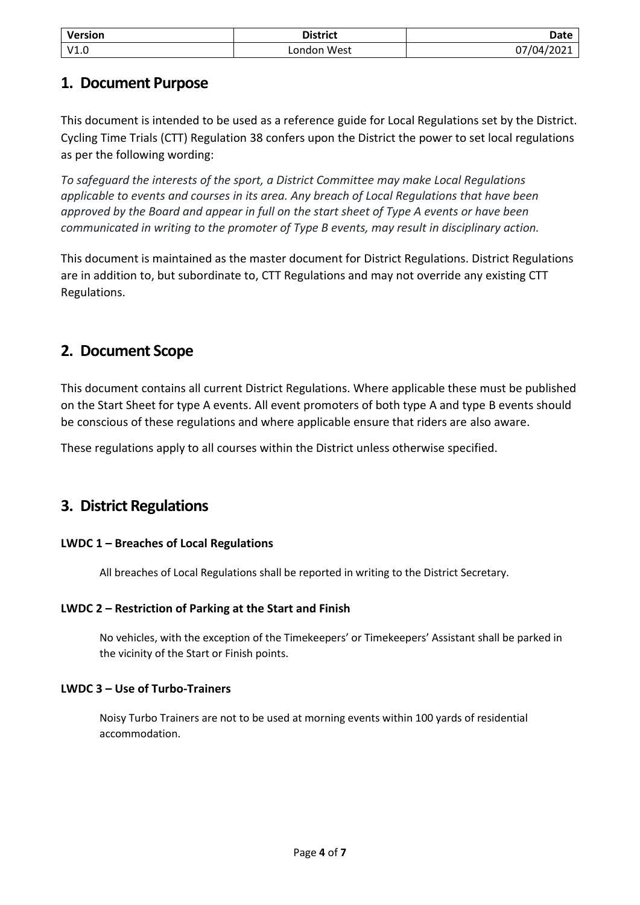| Version | District | Date |
| --- | --- | --- |
| V1.0 | London West | 07/04/2021 |

## 1. Document Purpose

This document is intended to be used as a reference guide for Local Regulations set by the District. Cycling Time Trials (CTT) Regulation 38 confers upon the District the power to set local regulations as per the following wording:

*To safeguard the interests of the sport, a District Committee may make Local Regulations applicable to events and courses in its area. Any breach of Local Regulations that have been approved by the Board and appear in full on the start sheet of Type A events or have been communicated in writing to the promoter of Type B events, may result in disciplinary action.*

This document is maintained as the master document for District Regulations. District Regulations are in addition to, but subordinate to, CTT Regulations and may not override any existing CTT Regulations.

## 2. Document Scope

This document contains all current District Regulations. Where applicable these must be published on the Start Sheet for type A events. All event promoters of both type A and type B events should be conscious of these regulations and where applicable ensure that riders are also aware.

These regulations apply to all courses within the District unless otherwise specified.

## 3. District Regulations

#### LWDC 1 – Breaches of Local Regulations

All breaches of Local Regulations shall be reported in writing to the District Secretary.

#### LWDC 2 – Restriction of Parking at the Start and Finish

No vehicles, with the exception of the Timekeepers' or Timekeepers' Assistant shall be parked in the vicinity of the Start or Finish points.

#### LWDC 3 – Use of Turbo-Trainers

Noisy Turbo Trainers are not to be used at morning events within 100 yards of residential accommodation.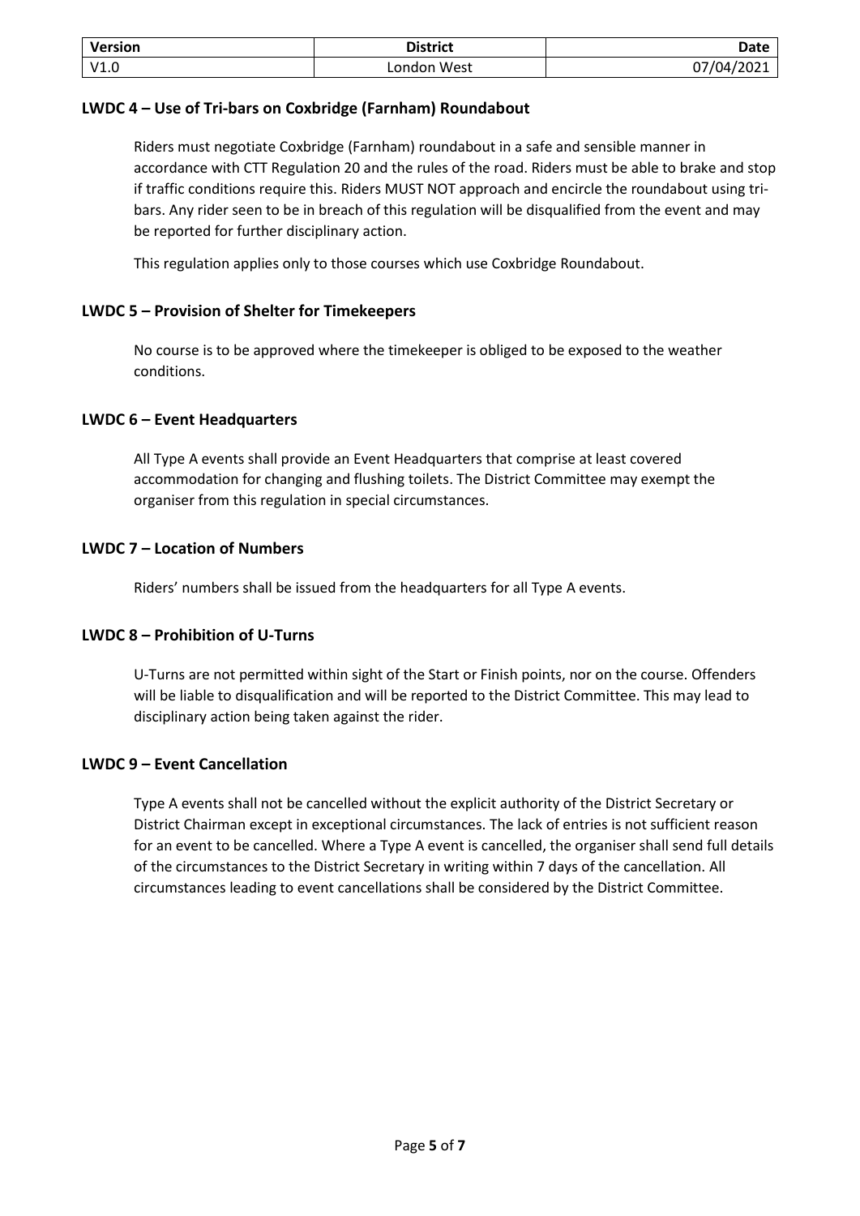| Version | District | Date |
| --- | --- | --- |
| V1.0 | London West | 07/04/2021 |

### LWDC 4 – Use of Tri-bars on Coxbridge (Farnham) Roundabout

Riders must negotiate Coxbridge (Farnham) roundabout in a safe and sensible manner in accordance with CTT Regulation 20 and the rules of the road. Riders must be able to brake and stop if traffic conditions require this. Riders MUST NOT approach and encircle the roundabout using tri-bars. Any rider seen to be in breach of this regulation will be disqualified from the event and may be reported for further disciplinary action.

This regulation applies only to those courses which use Coxbridge Roundabout.

### LWDC 5 – Provision of Shelter for Timekeepers

No course is to be approved where the timekeeper is obliged to be exposed to the weather conditions.

### LWDC 6 – Event Headquarters

All Type A events shall provide an Event Headquarters that comprise at least covered accommodation for changing and flushing toilets. The District Committee may exempt the organiser from this regulation in special circumstances.

### LWDC 7 – Location of Numbers

Riders' numbers shall be issued from the headquarters for all Type A events.

### LWDC 8 – Prohibition of U-Turns

U-Turns are not permitted within sight of the Start or Finish points, nor on the course. Offenders will be liable to disqualification and will be reported to the District Committee. This may lead to disciplinary action being taken against the rider.

### LWDC 9 – Event Cancellation

Type A events shall not be cancelled without the explicit authority of the District Secretary or District Chairman except in exceptional circumstances. The lack of entries is not sufficient reason for an event to be cancelled. Where a Type A event is cancelled, the organiser shall send full details of the circumstances to the District Secretary in writing within 7 days of the cancellation. All circumstances leading to event cancellations shall be considered by the District Committee.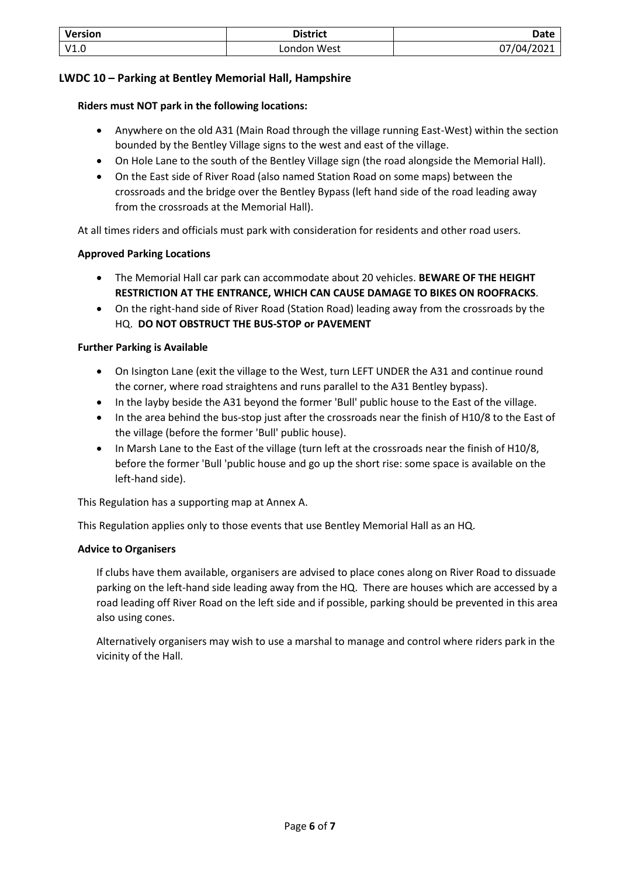| Version | District | Date |
| --- | --- | --- |
| V1.0 | London West | 07/04/2021 |

## LWDC 10 – Parking at Bentley Memorial Hall, Hampshire

**Riders must NOT park in the following locations:**

- Anywhere on the old A31 (Main Road through the village running East-West) within the section bounded by the Bentley Village signs to the west and east of the village.
- On Hole Lane to the south of the Bentley Village sign (the road alongside the Memorial Hall).
- On the East side of River Road (also named Station Road on some maps) between the crossroads and the bridge over the Bentley Bypass (left hand side of the road leading away from the crossroads at the Memorial Hall).

At all times riders and officials must park with consideration for residents and other road users.

**Approved Parking Locations**

- The Memorial Hall car park can accommodate about 20 vehicles. **BEWARE OF THE HEIGHT RESTRICTION AT THE ENTRANCE, WHICH CAN CAUSE DAMAGE TO BIKES ON ROOFRACKS**.
- On the right-hand side of River Road (Station Road) leading away from the crossroads by the HQ. **DO NOT OBSTRUCT THE BUS-STOP or PAVEMENT**

**Further Parking is Available**

- On Isington Lane (exit the village to the West, turn LEFT UNDER the A31 and continue round the corner, where road straightens and runs parallel to the A31 Bentley bypass).
- In the layby beside the A31 beyond the former 'Bull' public house to the East of the village.
- In the area behind the bus-stop just after the crossroads near the finish of H10/8 to the East of the village (before the former 'Bull' public house).
- In Marsh Lane to the East of the village (turn left at the crossroads near the finish of H10/8, before the former 'Bull 'public house and go up the short rise: some space is available on the left-hand side).

This Regulation has a supporting map at Annex A.

This Regulation applies only to those events that use Bentley Memorial Hall as an HQ.

**Advice to Organisers**

If clubs have them available, organisers are advised to place cones along on River Road to dissuade parking on the left-hand side leading away from the HQ. There are houses which are accessed by a road leading off River Road on the left side and if possible, parking should be prevented in this area also using cones.

Alternatively organisers may wish to use a marshal to manage and control where riders park in the vicinity of the Hall.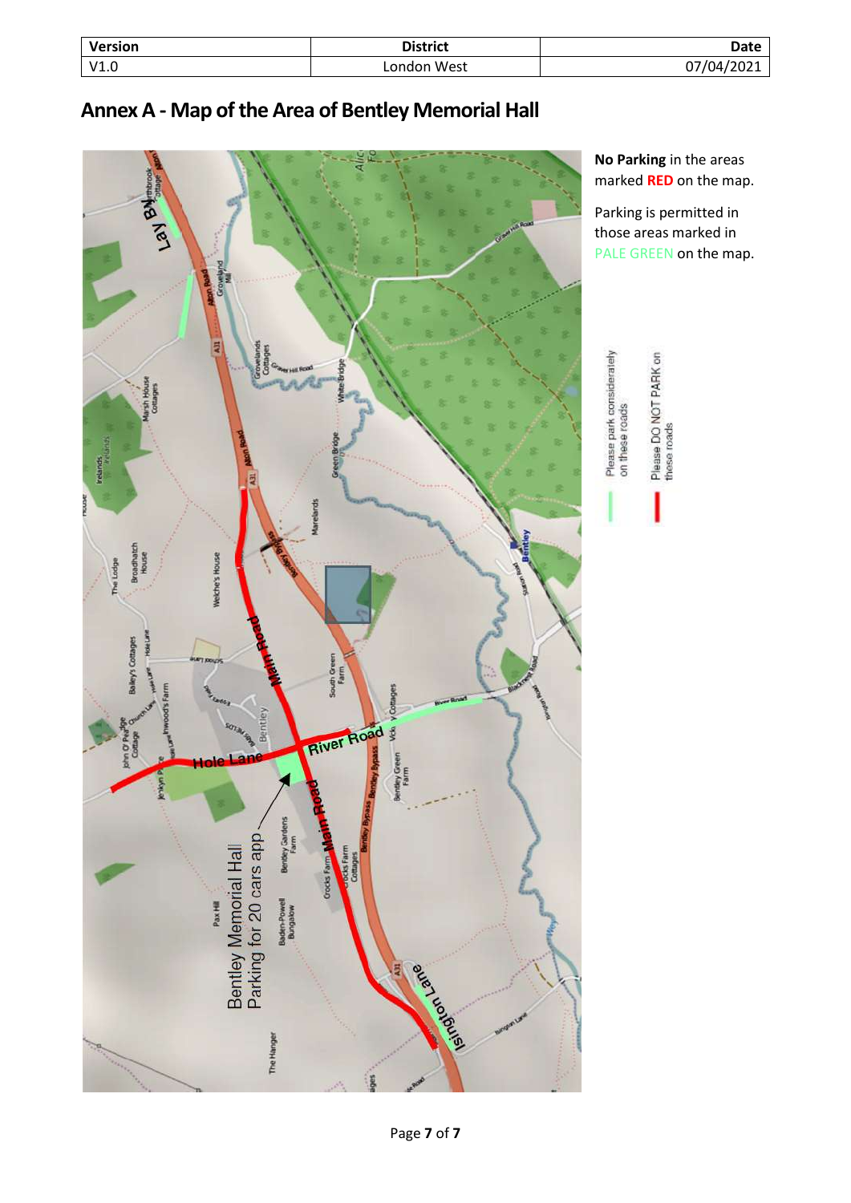| Version | District | Date |
|---|---|---|
| V1.0 | London West | 07/04/2021 |

# Annex A - Map of the Area of Bentley Memorial Hall

**No Parking** in the areas marked **RED** on the map.

Parking is permitted in those areas marked in PALE GREEN on the map.

Please park considerately on these roads

Please DO NOT PARK on these roads

Lay By

Main Road

Hole Lane

River Road

Islington Lane

Bentley Memorial Hall
Parking for 20 cars app